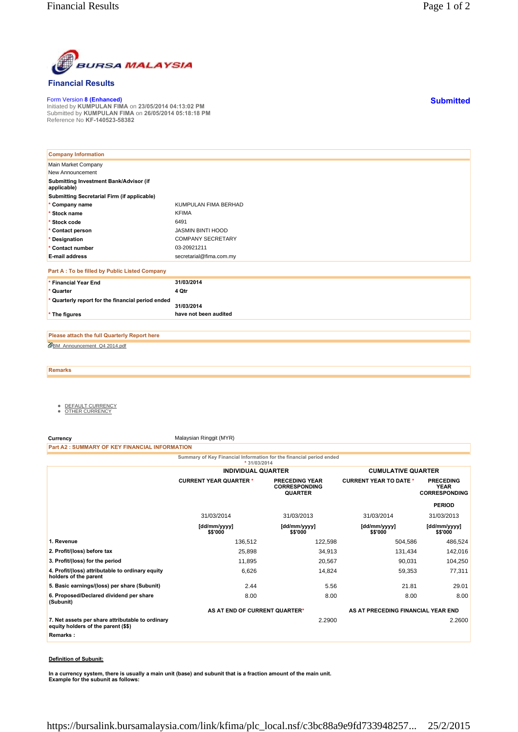## Financial Results

Form Version 8 (Enhanced)
Initiated by **KUMPULAN FIMA** on **23/05/2014 04:13:02 PM**
Submitted by **KUMPULAN FIMA** on **26/05/2014 05:18:18 PM**
Reference No **KF-140523-58382**

**Submitted**

| Company Information | |
|---|---|
| Main Market Company | |
| New Announcement | |
| **Submitting Investment Bank/Advisor (if applicable)** | |
| **Submitting Secretarial Firm (if applicable)** | |
| * **Company name** | KUMPULAN FIMA BERHAD |
| * **Stock name** | KFIMA |
| * **Stock code** | 6491 |
| * **Contact person** | JASMIN BINTI HOOD |
| * **Designation** | COMPANY SECRETARY |
| * **Contact number** | 03-20921211 |
| **E-mail address** | secretarial@fima.com.my |

**Part A : To be filled by Public Listed Company**

| | |
|---|---|
| * **Financial Year End** | **31/03/2014** |
| * **Quarter** | **4 Qtr** |
| * **Quarterly report for the financial period ended** | **31/03/2014** |
| * **The figures** | **have not been audited** |

**Please attach the full Quarterly Report here**

BM_Announcement_Q4 2014.pdf

**Remarks**

- DEFAULT CURRENCY
- OTHER CURRENCY

**Currency** Malaysian Ringgit (MYR)

**Part A2 : SUMMARY OF KEY FINANCIAL INFORMATION**

Summary of Key Financial Information for the financial period ended
\* 31/03/2014

| | INDIVIDUAL QUARTER | | CUMULATIVE QUARTER | |
|---|---|---|---|---|
| | CURRENT YEAR QUARTER * | PRECEDING YEAR CORRESPONDING QUARTER | CURRENT YEAR TO DATE * | PRECEDING YEAR CORRESPONDING PERIOD |
| | 31/03/2014 | 31/03/2013 | 31/03/2014 | 31/03/2013 |
| | [dd/mm/yyyy] $$'000 | [dd/mm/yyyy] $$'000 | [dd/mm/yyyy] $$'000 | [dd/mm/yyyy] $$'000 |
| **1. Revenue** | 136,512 | 122,598 | 504,586 | 486,524 |
| **2. Profit/(loss) before tax** | 25,898 | 34,913 | 131,434 | 142,016 |
| **3. Profit/(loss) for the period** | 11,895 | 20,567 | 90,031 | 104,250 |
| **4. Profit/(loss) attributable to ordinary equity holders of the parent** | 6,626 | 14,824 | 59,353 | 77,311 |
| **5. Basic earnings/(loss) per share (Subunit)** | 2.44 | 5.56 | 21.81 | 29.01 |
| **6. Proposed/Declared dividend per share (Subunit)** | 8.00 | 8.00 | 8.00 | 8.00 |
| | AS AT END OF CURRENT QUARTER* | | AS AT PRECEDING FINANCIAL YEAR END | |
| **7. Net assets per share attributable to ordinary equity holders of the parent ($$)** | | 2.2900 | | 2.2600 |
| **Remarks :** | | | | |

**Definition of Subunit:**

**In a currency system, there is usually a main unit (base) and subunit that is a fraction amount of the main unit.**
**Example for the subunit as follows:**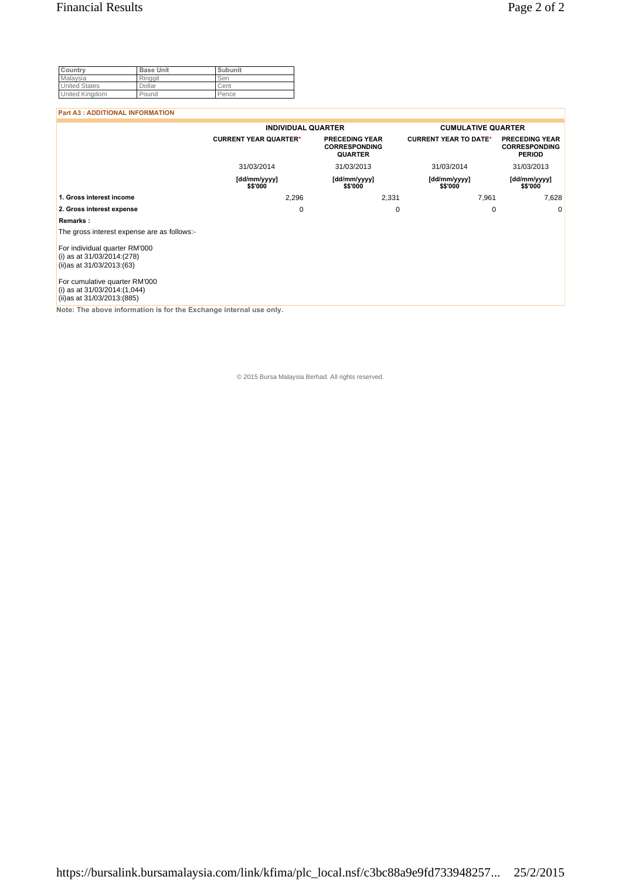| Country | Base Unit | Subunit |
| --- | --- | --- |
| Malaysia | Ringgit | Sen |
| United States | Dollar | Cent |
| United Kingdom | Pound | Pence |

**Part A3 : ADDITIONAL INFORMATION**

| | INDIVIDUAL QUARTER | | CUMULATIVE QUARTER | |
| --- | --- | --- | --- | --- |
| | CURRENT YEAR QUARTER* | PRECEDING YEAR CORRESPONDING QUARTER | CURRENT YEAR TO DATE* | PRECEDING YEAR CORRESPONDING PERIOD |
| | 31/03/2014 | 31/03/2013 | 31/03/2014 | 31/03/2013 |
| | [dd/mm/yyyy] $$'000 | [dd/mm/yyyy] $$'000 | [dd/mm/yyyy] $$'000 | [dd/mm/yyyy] $$'000 |
| **1. Gross interest income** | 2,296 | 2,331 | 7,961 | 7,628 |
| **2. Gross interest expense** | 0 | 0 | 0 | 0 |

**Remarks :**

The gross interest expense are as follows:-

For individual quarter RM'000
(i) as at 31/03/2014:(278)
(ii)as at 31/03/2013:(63)

For cumulative quarter RM'000
(i) as at 31/03/2014:(1,044)
(ii)as at 31/03/2013:(885)

**Note: The above information is for the Exchange internal use only.**

© 2015 Bursa Malaysia Berhad. All rights reserved.